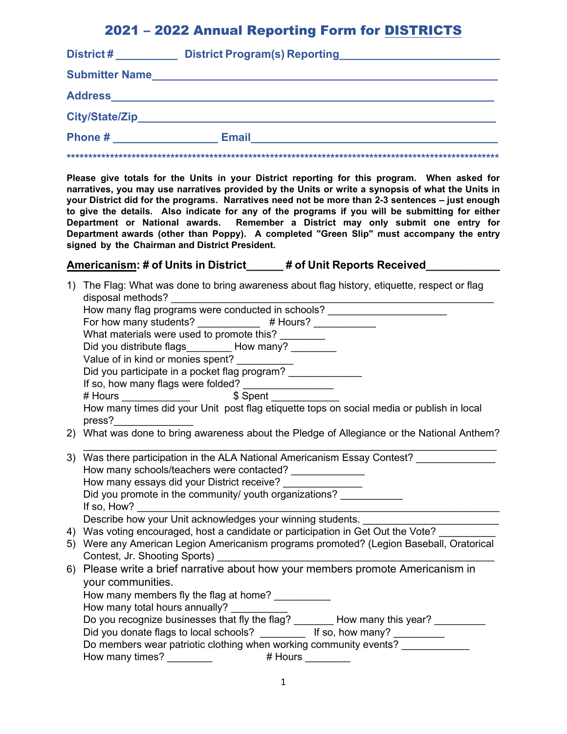# 2021 – 2022 Annual Reporting Form for DISTRICTS

**District #** __________ **District Program(s) Reporting**_________________________

**Submitter Name**_____________________________________________________

**Address**__________________________________________________________

**City/State/Zip**_____________________________________________________

**Phone #** ________________ **Email**______________________________________

*******************************************************************************************************

**Please give totals for the Units in your District reporting for this program. When asked for narratives, you may use narratives provided by the Units or write a synopsis of what the Units in your District did for the programs. Narratives need not be more than 2-3 sentences – just enough to give the details. Also indicate for any of the programs if you will be submitting for either Department or National awards. Remember a District may only submit one entry for Department awards (other than Poppy). A completed "Green Slip" must accompany the entry signed by the Chairman and District President.**

## Americanism: # of Units in District______ # of Unit Reports Received___________

1) The Flag: What was done to bring awareness about flag history, etiquette, respect or flag disposal methods? ____________________________________________________
   How many flag programs were conducted in schools? ____________________
   For how many students? ___________ # Hours? ___________
   What materials were used to promote this? ________
   Did you distribute flags________ How many? ________
   Value of in kind or monies spent? __________
   Did you participate in a pocket flag program? _____________
   If so, how many flags were folded? _______________
   # Hours ____________ $ Spent ____________
   How many times did your Unit post flag etiquette tops on social media or publish in local press?_____________
2) What was done to bring awareness about the Pledge of Allegiance or the National Anthem?
   _______________________________________________________________________
3) Was there participation in the ALA National Americanism Essay Contest? _____________
   How many schools/teachers were contacted? ____________
   How many essays did your District receive? _____________
   Did you promote in the community/ youth organizations? ___________
   If so, How? ____________________________________________________________
   Describe how your Unit acknowledges your winning students. ______________________
4) Was voting encouraged, host a candidate or participation in Get Out the Vote? __________
5) Were any American Legion Americanism programs promoted? (Legion Baseball, Oratorical Contest, Jr. Shooting Sports) ______________________________________________
6) Please write a brief narrative about how your members promote Americanism in your communities.
   How many members fly the flag at home? __________
   How many total hours annually? __________
   Do you recognize businesses that fly the flag? _______ How many this year? _________
   Did you donate flags to local schools? ________ If so, how many? _________
   Do members wear patriotic clothing when working community events? ____________
   How many times? ________ # Hours ________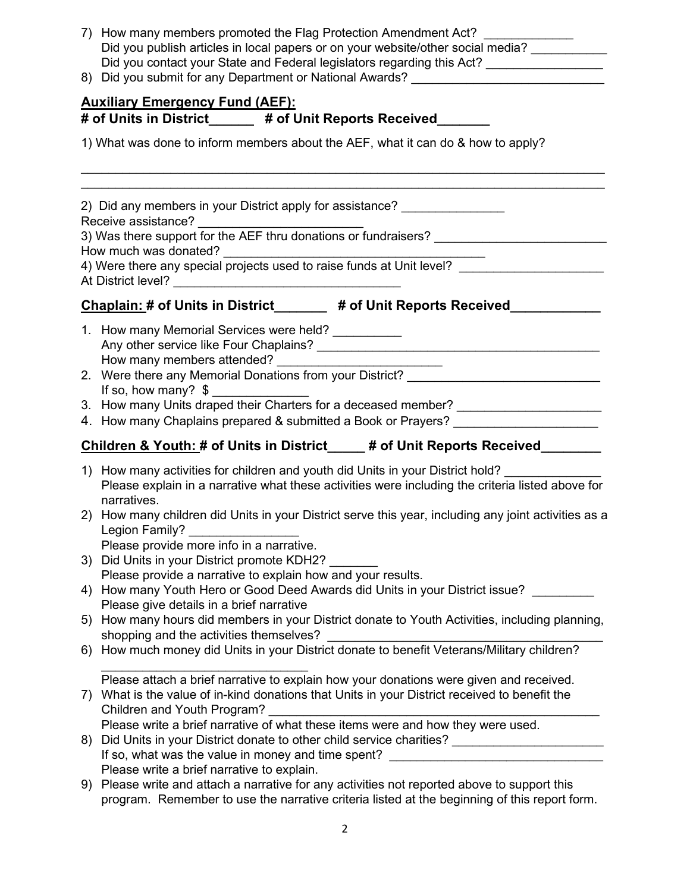7) How many members promoted the Flag Protection Amendment Act? _____________
   Did you publish articles in local papers or on your website/other social media? ___________
   Did you contact your State and Federal legislators regarding this Act? ________________
8) Did you submit for any Department or National Awards? ____________________________

## Auxiliary Emergency Fund (AEF):
## # of Units in District______ # of Unit Reports Received_______

1) What was done to inform members about the AEF, what it can do & how to apply?

________________________________________________________________________________
________________________________________________________________________________

2) Did any members in your District apply for assistance? _______________
Receive assistance? _______________________
3) Was there support for the AEF thru donations or fundraisers? _________________________
How much was donated? _______________________________________
4) Were there any special projects used to raise funds at Unit level? _____________________
At District level? _________________________________

## Chaplain: # of Units in District_______ # of Unit Reports Received____________

1. How many Memorial Services were held? __________
   Any other service like Four Chaplains? ___________________________________________
   How many members attended? ________________________
2. Were there any Memorial Donations from your District? ____________________________
   If so, how many? $ ______________
3. How many Units draped their Charters for a deceased member? _____________________
4. How many Chaplains prepared & submitted a Book or Prayers? _____________________

## Children & Youth: # of Units in District_____ # of Unit Reports Received________

1) How many activities for children and youth did Units in your District hold? ______________
   Please explain in a narrative what these activities were including the criteria listed above for narratives.
2) How many children did Units in your District serve this year, including any joint activities as a Legion Family? ________________
   Please provide more info in a narrative.
3) Did Units in your District promote KDH2? _______
   Please provide a narrative to explain how and your results.
4) How many Youth Hero or Good Deed Awards did Units in your District issue? _________
   Please give details in a brief narrative
5) How many hours did members in your District donate to Youth Activities, including planning, shopping and the activities themselves? ________________________________________
6) How much money did Units in your District donate to benefit Veterans/Military children?
   _____________________________
   Please attach a brief narrative to explain how your donations were given and received.
7) What is the value of in-kind donations that Units in your District received to benefit the Children and Youth Program? _________________________________________________
   Please write a brief narrative of what these items were and how they were used.
8) Did Units in your District donate to other child service charities? ______________________
   If so, what was the value in money and time spent? _______________________________
   Please write a brief narrative to explain.
9) Please write and attach a narrative for any activities not reported above to support this program. Remember to use the narrative criteria listed at the beginning of this report form.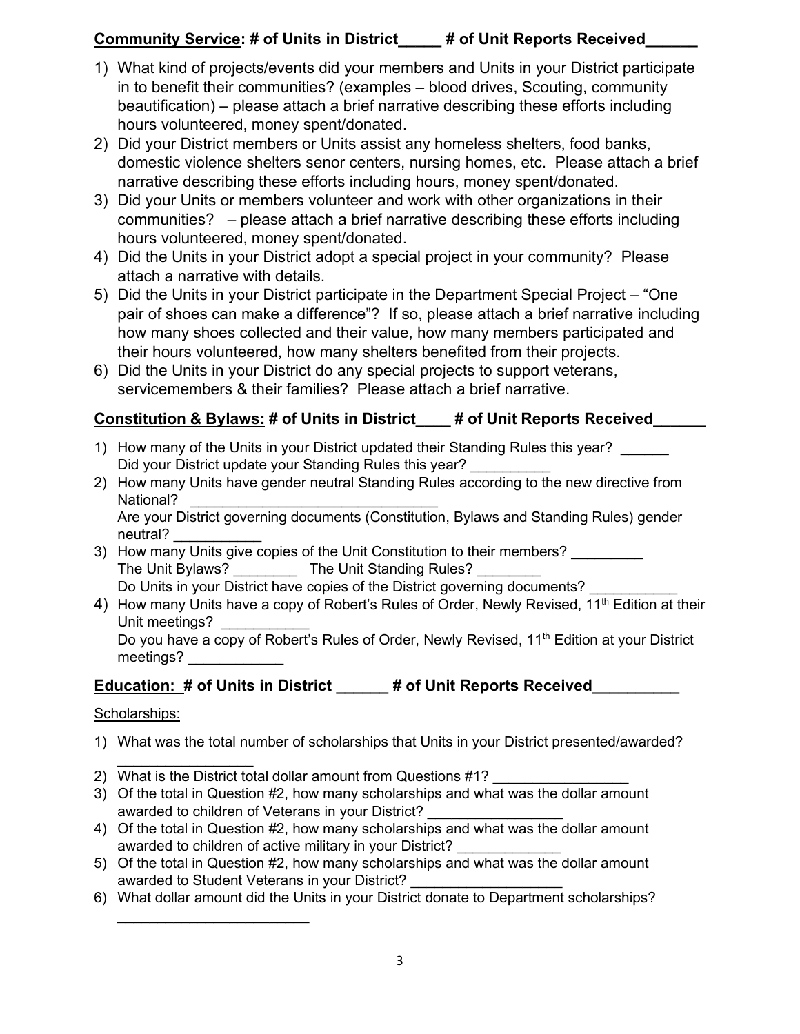**<u>Community Service</u>: # of Units in District_____ # of Unit Reports Received______**

1) What kind of projects/events did your members and Units in your District participate in to benefit their communities? (examples – blood drives, Scouting, community beautification) – please attach a brief narrative describing these efforts including hours volunteered, money spent/donated.
2) Did your District members or Units assist any homeless shelters, food banks, domestic violence shelters senor centers, nursing homes, etc. Please attach a brief narrative describing these efforts including hours, money spent/donated.
3) Did your Units or members volunteer and work with other organizations in their communities? – please attach a brief narrative describing these efforts including hours volunteered, money spent/donated.
4) Did the Units in your District adopt a special project in your community? Please attach a narrative with details.
5) Did the Units in your District participate in the Department Special Project – "One pair of shoes can make a difference"? If so, please attach a brief narrative including how many shoes collected and their value, how many members participated and their hours volunteered, how many shelters benefited from their projects.
6) Did the Units in your District do any special projects to support veterans, servicemembers & their families? Please attach a brief narrative.

**<u>Constitution & Bylaws:</u> # of Units in District____ # of Unit Reports Received______**

1) How many of the Units in your District updated their Standing Rules this year? ______
   Did your District update your Standing Rules this year? __________
2) How many Units have gender neutral Standing Rules according to the new directive from National? _______________________________
   Are your District governing documents (Constitution, Bylaws and Standing Rules) gender neutral? ___________
3) How many Units give copies of the Unit Constitution to their members? _________
   The Unit Bylaws? ________ The Unit Standing Rules? ________
   Do Units in your District have copies of the District governing documents? ___________
4) How many Units have a copy of Robert's Rules of Order, Newly Revised, 11th Edition at their Unit meetings? ___________
   Do you have a copy of Robert's Rules of Order, Newly Revised, 11th Edition at your District meetings? ____________

**<u>Education:</u> # of Units in District ______ # of Unit Reports Received__________**

<u>Scholarships:</u>

1) What was the total number of scholarships that Units in your District presented/awarded? _________________
2) What is the District total dollar amount from Questions #1? _________________
3) Of the total in Question #2, how many scholarships and what was the dollar amount awarded to children of Veterans in your District? _________________
4) Of the total in Question #2, how many scholarships and what was the dollar amount awarded to children of active military in your District? _____________
5) Of the total in Question #2, how many scholarships and what was the dollar amount awarded to Student Veterans in your District? ___________________
6) What dollar amount did the Units in your District donate to Department scholarships? ________________________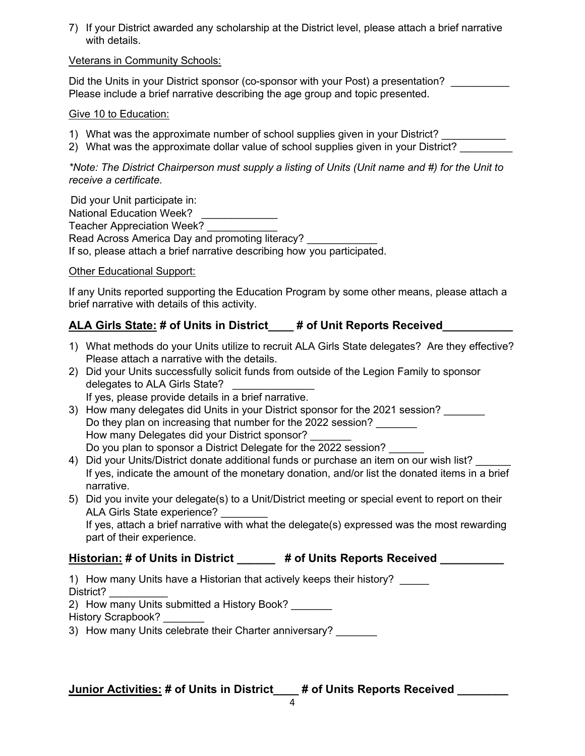7) If your District awarded any scholarship at the District level, please attach a brief narrative with details.

Veterans in Community Schools:

Did the Units in your District sponsor (co-sponsor with your Post) a presentation? __________
Please include a brief narrative describing the age group and topic presented.

Give 10 to Education:

1) What was the approximate number of school supplies given in your District? ___________
2) What was the approximate dollar value of school supplies given in your District? _________

*\*Note: The District Chairperson must supply a listing of Units (Unit name and #) for the Unit to receive a certificate.*

Did your Unit participate in:
National Education Week? _____________
Teacher Appreciation Week? ____________
Read Across America Day and promoting literacy? ____________
If so, please attach a brief narrative describing how you participated.

Other Educational Support:

If any Units reported supporting the Education Program by some other means, please attach a brief narrative with details of this activity.

## **ALA Girls State: # of Units in District____ # of Unit Reports Received___________**

1) What methods do your Units utilize to recruit ALA Girls State delegates? Are they effective? Please attach a narrative with the details.
2) Did your Units successfully solicit funds from outside of the Legion Family to sponsor delegates to ALA Girls State? ______________
   If yes, please provide details in a brief narrative.
3) How many delegates did Units in your District sponsor for the 2021 session? _______
   Do they plan on increasing that number for the 2022 session? _______
   How many Delegates did your District sponsor? _______
   Do you plan to sponsor a District Delegate for the 2022 session? ______
4) Did your Units/District donate additional funds or purchase an item on our wish list? ______
   If yes, indicate the amount of the monetary donation, and/or list the donated items in a brief narrative.
5) Did you invite your delegate(s) to a Unit/District meeting or special event to report on their ALA Girls State experience? ________
   If yes, attach a brief narrative with what the delegate(s) expressed was the most rewarding part of their experience.

## **Historian: # of Units in District ______ # of Units Reports Received __________**

1) How many Units have a Historian that actively keeps their history? _____
District? __________
2) How many Units submitted a History Book? _______
History Scrapbook? _______
3) How many Units celebrate their Charter anniversary? _______

## **Junior Activities: # of Units in District____ # of Units Reports Received ________**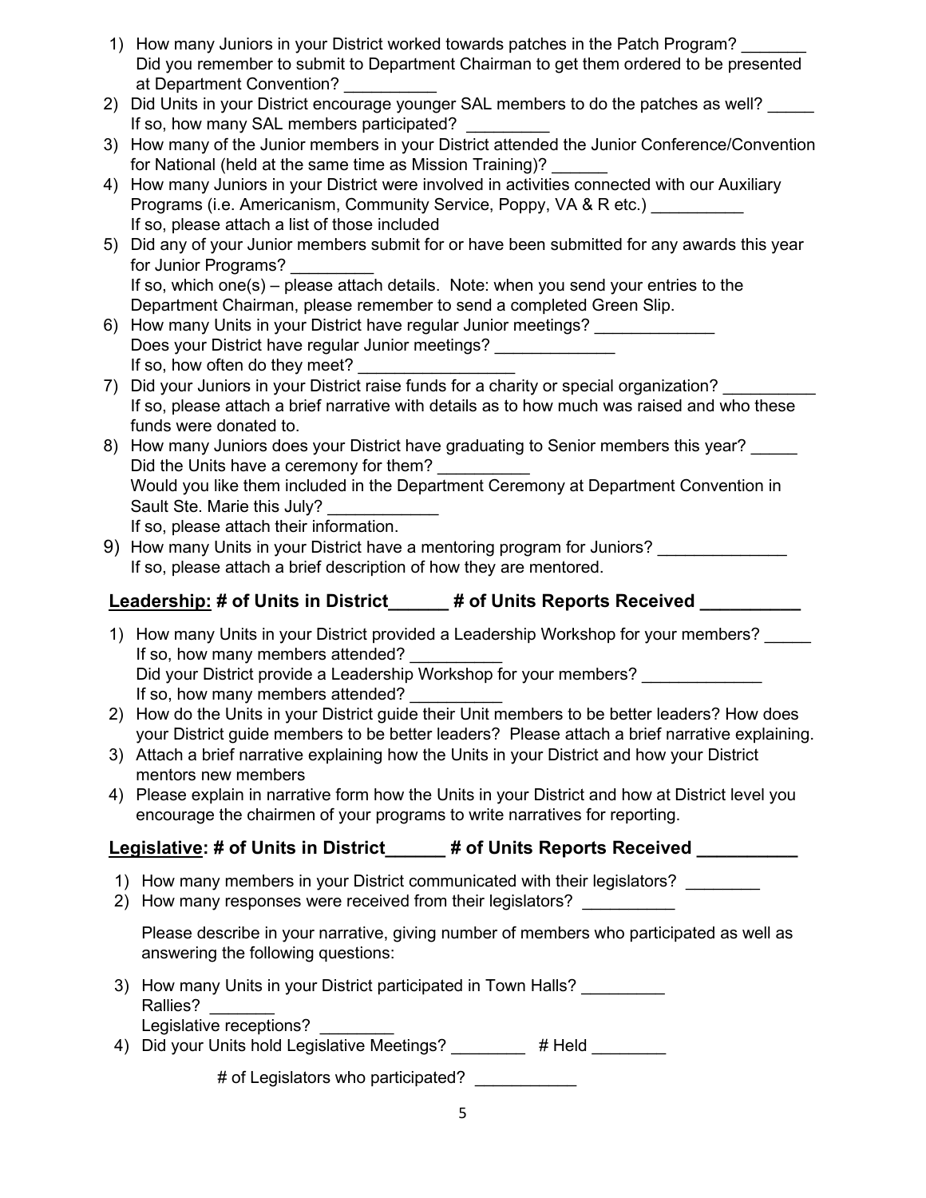1) How many Juniors in your District worked towards patches in the Patch Program? _______
   Did you remember to submit to Department Chairman to get them ordered to be presented at Department Convention? __________
2) Did Units in your District encourage younger SAL members to do the patches as well? _____
   If so, how many SAL members participated? _________
3) How many of the Junior members in your District attended the Junior Conference/Convention for National (held at the same time as Mission Training)? ______
4) How many Juniors in your District were involved in activities connected with our Auxiliary Programs (i.e. Americanism, Community Service, Poppy, VA & R etc.) __________
   If so, please attach a list of those included
5) Did any of your Junior members submit for or have been submitted for any awards this year for Junior Programs? _________
   If so, which one(s) – please attach details. Note: when you send your entries to the Department Chairman, please remember to send a completed Green Slip.
6) How many Units in your District have regular Junior meetings? _____________
   Does your District have regular Junior meetings? _____________
   If so, how often do they meet? _________________
7) Did your Juniors in your District raise funds for a charity or special organization? __________
   If so, please attach a brief narrative with details as to how much was raised and who these funds were donated to.
8) How many Juniors does your District have graduating to Senior members this year? _____
   Did the Units have a ceremony for them? __________
   Would you like them included in the Department Ceremony at Department Convention in Sault Ste. Marie this July? ____________
   If so, please attach their information.
9) How many Units in your District have a mentoring program for Juniors? ______________
   If so, please attach a brief description of how they are mentored.

**<u>Leadership:</u> # of Units in District______ # of Units Reports Received __________**

1) How many Units in your District provided a Leadership Workshop for your members? _____
   If so, how many members attended? __________
   Did your District provide a Leadership Workshop for your members? _____________
   If so, how many members attended? __________
2) How do the Units in your District guide their Unit members to be better leaders? How does your District guide members to be better leaders? Please attach a brief narrative explaining.
3) Attach a brief narrative explaining how the Units in your District and how your District mentors new members
4) Please explain in narrative form how the Units in your District and how at District level you encourage the chairmen of your programs to write narratives for reporting.

**<u>Legislative</u>: # of Units in District______ # of Units Reports Received __________**

1) How many members in your District communicated with their legislators? ________
2) How many responses were received from their legislators? __________

   Please describe in your narrative, giving number of members who participated as well as answering the following questions:

3) How many Units in your District participated in Town Halls? _________
   Rallies? _______
   Legislative receptions? ________
4) Did your Units hold Legislative Meetings? ________ # Held ________

   # of Legislators who participated? ___________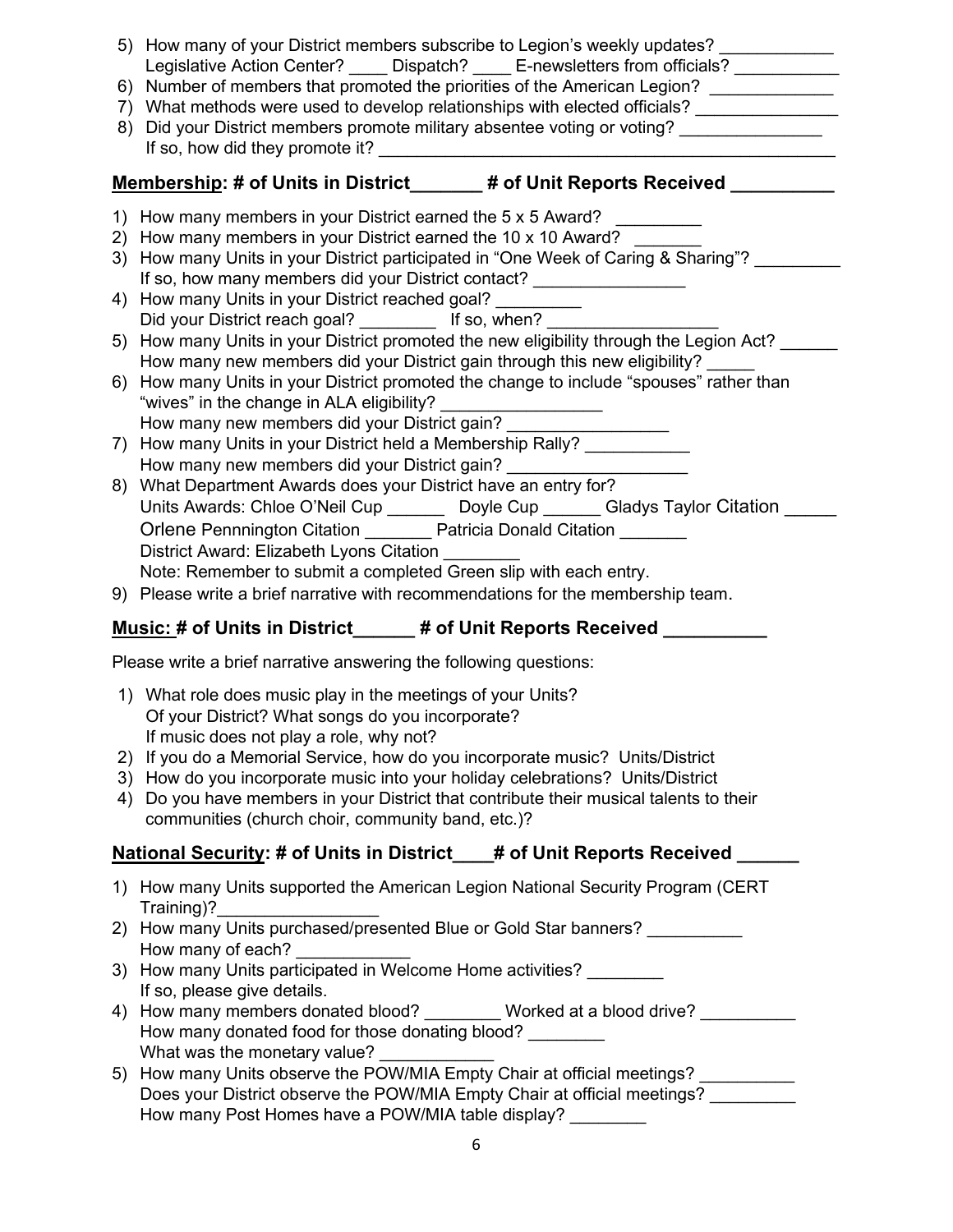5) How many of your District members subscribe to Legion's weekly updates? ____________
   Legislative Action Center? ____ Dispatch? ____ E-newsletters from officials? ___________
6) Number of members that promoted the priorities of the American Legion? _____________
7) What methods were used to develop relationships with elected officials? _______________
8) Did your District members promote military absentee voting or voting? _______________
   If so, how did they promote it? _________________________________________________

## <u>Membership</u>: # of Units in District_______ # of Unit Reports Received __________

1) How many members in your District earned the 5 x 5 Award? _________
2) How many members in your District earned the 10 x 10 Award? _______
3) How many Units in your District participated in "One Week of Caring & Sharing"? _________
   If so, how many members did your District contact? ________________
4) How many Units in your District reached goal? _________
   Did your District reach goal? ________ If so, when? __________________
5) How many Units in your District promoted the new eligibility through the Legion Act? ______
   How many new members did your District gain through this new eligibility? _____
6) How many Units in your District promoted the change to include "spouses" rather than "wives" in the change in ALA eligibility? _________________
   How many new members did your District gain? _________________
7) How many Units in your District held a Membership Rally? ___________
   How many new members did your District gain? ___________________
8) What Department Awards does your District have an entry for?
   Units Awards: Chloe O'Neil Cup ______ Doyle Cup ______ Gladys Taylor Citation _____
   Orlene Pennnington Citation _______ Patricia Donald Citation _______
   District Award: Elizabeth Lyons Citation ________
   Note: Remember to submit a completed Green slip with each entry.
9) Please write a brief narrative with recommendations for the membership team.

## <u>Music:</u> # of Units in District______ # of Unit Reports Received __________

Please write a brief narrative answering the following questions:

1) What role does music play in the meetings of your Units?
   Of your District? What songs do you incorporate?
   If music does not play a role, why not?
2) If you do a Memorial Service, how do you incorporate music? Units/District
3) How do you incorporate music into your holiday celebrations? Units/District
4) Do you have members in your District that contribute their musical talents to their communities (church choir, community band, etc.)?

## <u>National Security</u>: # of Units in District____# of Unit Reports Received ______

1) How many Units supported the American Legion National Security Program (CERT Training)?_________________
2) How many Units purchased/presented Blue or Gold Star banners? __________
   How many of each? ____________
3) How many Units participated in Welcome Home activities? ________
   If so, please give details.
4) How many members donated blood? ________ Worked at a blood drive? __________
   How many donated food for those donating blood? ________
   What was the monetary value? ____________
5) How many Units observe the POW/MIA Empty Chair at official meetings? __________
   Does your District observe the POW/MIA Empty Chair at official meetings? _________
   How many Post Homes have a POW/MIA table display? ________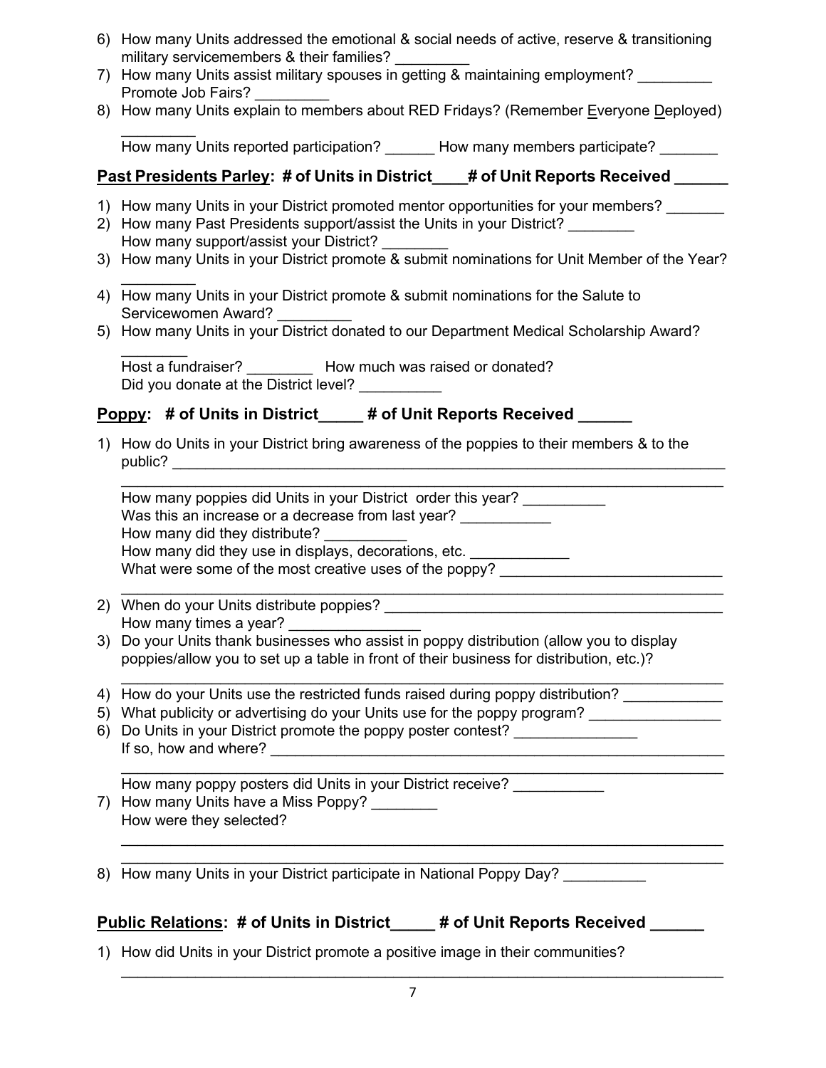6) How many Units addressed the emotional & social needs of active, reserve & transitioning military servicemembers & their families? _________
7) How many Units assist military spouses in getting & maintaining employment? _________ Promote Job Fairs? _________
8) How many Units explain to members about RED Fridays? (Remember Everyone Deployed) _________
   How many Units reported participation? ______ How many members participate? _______

**Past Presidents Parley: # of Units in District____# of Unit Reports Received ______**

1) How many Units in your District promoted mentor opportunities for your members? _______
2) How many Past Presidents support/assist the Units in your District? ________
   How many support/assist your District? ________
3) How many Units in your District promote & submit nominations for Unit Member of the Year? _________
4) How many Units in your District promote & submit nominations for the Salute to Servicewomen Award? _________
5) How many Units in your District donated to our Department Medical Scholarship Award? ________
   Host a fundraiser? ________ How much was raised or donated?
   Did you donate at the District level? __________

**Poppy: # of Units in District_____ # of Unit Reports Received ______**

1) How do Units in your District bring awareness of the poppies to their members & to the public? ____________________________________________________________________
   ____________________________________________________________________
   How many poppies did Units in your District order this year? __________
   Was this an increase or a decrease from last year? ___________
   How many did they distribute? __________
   How many did they use in displays, decorations, etc. ____________
   What were some of the most creative uses of the poppy? ___________________________
   ____________________________________________________________________
2) When do your Units distribute poppies? _________________________________________
   How many times a year? ________________
3) Do your Units thank businesses who assist in poppy distribution (allow you to display poppies/allow you to set up a table in front of their business for distribution, etc.)?
   ____________________________________________________________________
4) How do your Units use the restricted funds raised during poppy distribution? ____________
5) What publicity or advertising do your Units use for the poppy program? ________________
6) Do Units in your District promote the poppy poster contest? _______________
   If so, how and where? _________________________________________________________
   ____________________________________________________________________
   How many poppy posters did Units in your District receive? ___________
7) How many Units have a Miss Poppy? ________
   How were they selected?
   ____________________________________________________________________
   ____________________________________________________________________
8) How many Units in your District participate in National Poppy Day? __________

**Public Relations: # of Units in District_____ # of Unit Reports Received ______**

1) How did Units in your District promote a positive image in their communities?
   ____________________________________________________________________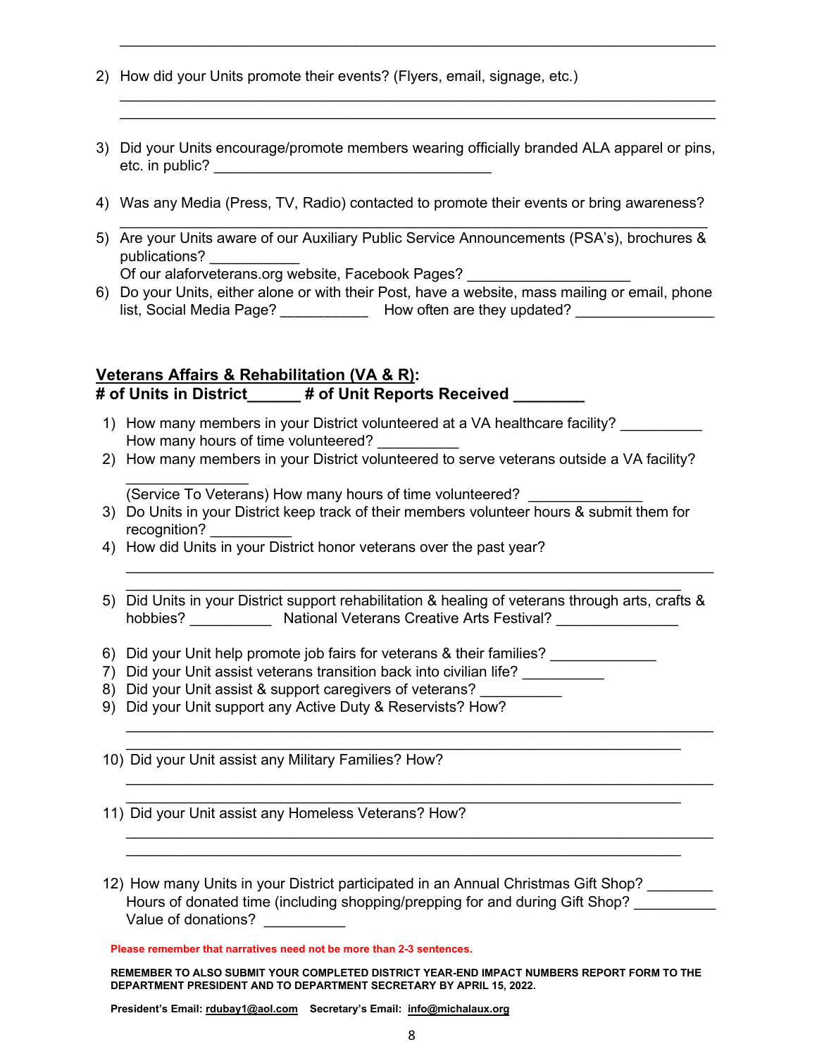________________________________________________________________

2) How did your Units promote their events? (Flyers, email, signage, etc.)

________________________________________________________________
________________________________________________________________

3) Did your Units encourage/promote members wearing officially branded ALA apparel or pins, etc. in public? ___________________________________

4) Was any Media (Press, TV, Radio) contacted to promote their events or bring awareness?
________________________________________________________________

5) Are your Units aware of our Auxiliary Public Service Announcements (PSA's), brochures & publications? ___________
Of our alaforveterans.org website, Facebook Pages? ____________________

6) Do your Units, either alone or with their Post, have a website, mass mailing or email, phone list, Social Media Page? ___________ How often are they updated? ________________

**Veterans Affairs & Rehabilitation (VA & R):**
**# of Units in District______ # of Unit Reports Received ________**

1) How many members in your District volunteered at a VA healthcare facility? __________
How many hours of time volunteered? __________

2) How many members in your District volunteered to serve veterans outside a VA facility?
_______________
(Service To Veterans) How many hours of time volunteered? ______________

3) Do Units in your District keep track of their members volunteer hours & submit them for recognition? __________

4) How did Units in your District honor veterans over the past year?
________________________________________________________________
________________________________________________________________

5) Did Units in your District support rehabilitation & healing of veterans through arts, crafts & hobbies? __________ National Veterans Creative Arts Festival? _______________

6) Did your Unit help promote job fairs for veterans & their families? _____________

7) Did your Unit assist veterans transition back into civilian life? __________

8) Did your Unit assist & support caregivers of veterans? __________

9) Did your Unit support any Active Duty & Reservists? How?
________________________________________________________________
________________________________________________________________

10) Did your Unit assist any Military Families? How?
________________________________________________________________
________________________________________________________________

11) Did your Unit assist any Homeless Veterans? How?
________________________________________________________________
________________________________________________________________

12) How many Units in your District participated in an Annual Christmas Gift Shop? ________
Hours of donated time (including shopping/prepping for and during Gift Shop? __________
Value of donations? __________

**Please remember that narratives need not be more than 2-3 sentences.**

**REMEMBER TO ALSO SUBMIT YOUR COMPLETED DISTRICT YEAR-END IMPACT NUMBERS REPORT FORM TO THE DEPARTMENT PRESIDENT AND TO DEPARTMENT SECRETARY BY APRIL 15, 2022.**

**President's Email: rdubay1@aol.com Secretary's Email: info@michalaux.org**